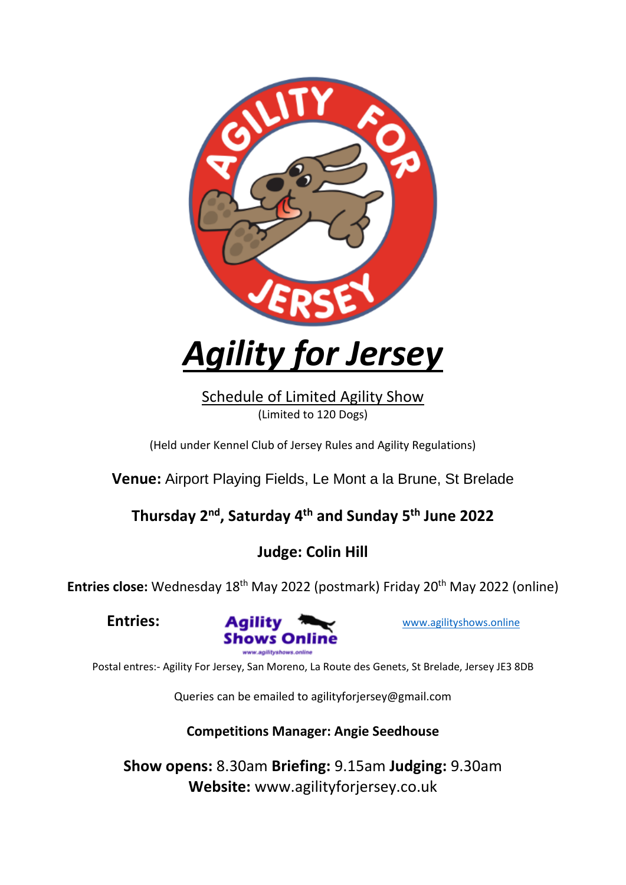# *Agility for Jersey*

Schedule of Limited Agility Show

(Limited to 120 Dogs)

(Held under Kennel Club of Jersey Rules and Agility Regulations)

**Venue:** Airport Playing Fields, Le Mont a la Brune, St Brelade

**Thursday 2nd, Saturday 4th and Sunday 5th June 2022**

**Judge: Colin Hill**

**Entries close:** Wednesday 18th May 2022 (postmark) Friday 20th May 2022 (online)

**Entries:** Agility Shows Online www.agilityshows.online

Postal entres:- Agility For Jersey, San Moreno, La Route des Genets, St Brelade, Jersey JE3 8DB

Queries can be emailed to agilityforjersey@gmail.com

**Competitions Manager: Angie Seedhouse**

**Show opens:** 8.30am **Briefing:** 9.15am **Judging:** 9.30am

**Website:** www.agilityforjersey.co.uk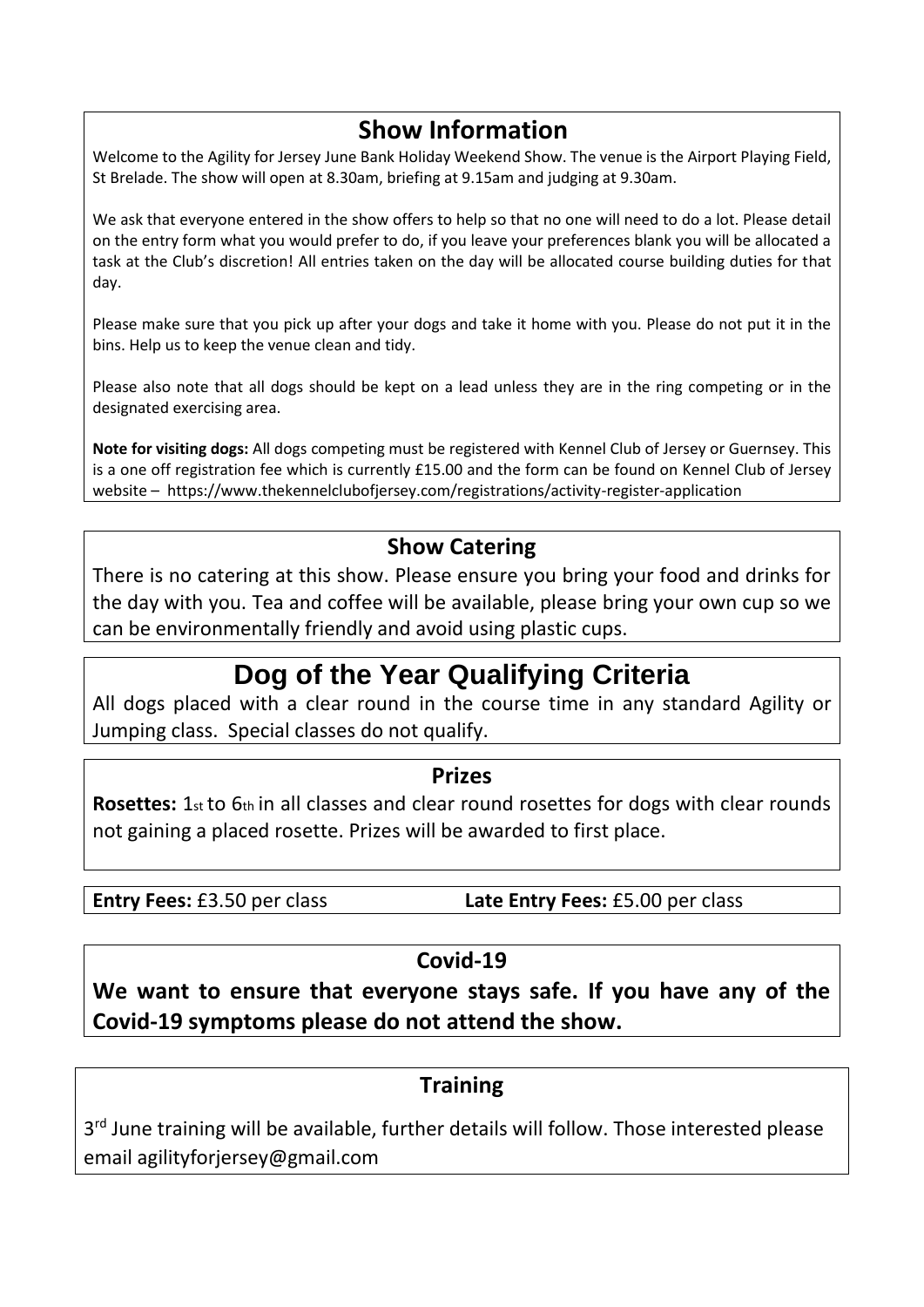## Show Information

Welcome to the Agility for Jersey June Bank Holiday Weekend Show. The venue is the Airport Playing Field, St Brelade. The show will open at 8.30am, briefing at 9.15am and judging at 9.30am.

We ask that everyone entered in the show offers to help so that no one will need to do a lot. Please detail on the entry form what you would prefer to do, if you leave your preferences blank you will be allocated a task at the Club's discretion! All entries taken on the day will be allocated course building duties for that day.

Please make sure that you pick up after your dogs and take it home with you. Please do not put it in the bins. Help us to keep the venue clean and tidy.

Please also note that all dogs should be kept on a lead unless they are in the ring competing or in the designated exercising area.

**Note for visiting dogs:** All dogs competing must be registered with Kennel Club of Jersey or Guernsey. This is a one off registration fee which is currently £15.00 and the form can be found on Kennel Club of Jersey website – https://www.thekennelclubofjersey.com/registrations/activity-register-application

### Show Catering

There is no catering at this show. Please ensure you bring your food and drinks for the day with you. Tea and coffee will be available, please bring your own cup so we can be environmentally friendly and avoid using plastic cups.

## Dog of the Year Qualifying Criteria

All dogs placed with a clear round in the course time in any standard Agility or Jumping class. Special classes do not qualify.

### Prizes

**Rosettes:** 1st to 6th in all classes and clear round rosettes for dogs with clear rounds not gaining a placed rosette. Prizes will be awarded to first place.

**Entry Fees:** £3.50 per class **Late Entry Fees:** £5.00 per class

### Covid-19

**We want to ensure that everyone stays safe. If you have any of the Covid-19 symptoms please do not attend the show.**

### Training

3rd June training will be available, further details will follow. Those interested please email agilityforjersey@gmail.com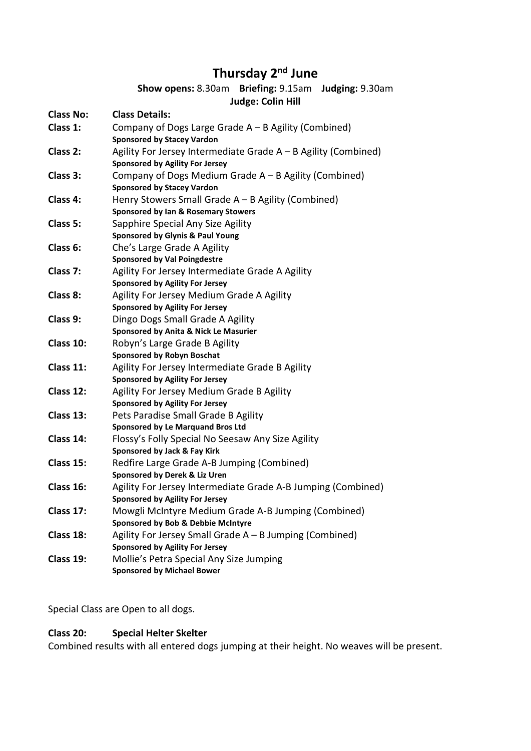# Thursday 2nd June

**Show opens:** 8.30am **Briefing:** 9.15am **Judging:** 9.30am

**Judge: Colin Hill**

| Class No: | Class Details: |
|---|---|
| **Class 1:** | Company of Dogs Large Grade A – B Agility (Combined)<br>**Sponsored by Stacey Vardon** |
| **Class 2:** | Agility For Jersey Intermediate Grade A – B Agility (Combined)<br>**Sponsored by Agility For Jersey** |
| **Class 3:** | Company of Dogs Medium Grade A – B Agility (Combined)<br>**Sponsored by Stacey Vardon** |
| **Class 4:** | Henry Stowers Small Grade A – B Agility (Combined)<br>**Sponsored by Ian & Rosemary Stowers** |
| **Class 5:** | Sapphire Special Any Size Agility<br>**Sponsored by Glynis & Paul Young** |
| **Class 6:** | Che's Large Grade A Agility<br>**Sponsored by Val Poingdestre** |
| **Class 7:** | Agility For Jersey Intermediate Grade A Agility<br>**Sponsored by Agility For Jersey** |
| **Class 8:** | Agility For Jersey Medium Grade A Agility<br>**Sponsored by Agility For Jersey** |
| **Class 9:** | Dingo Dogs Small Grade A Agility<br>**Sponsored by Anita & Nick Le Masurier** |
| **Class 10:** | Robyn's Large Grade B Agility<br>**Sponsored by Robyn Boschat** |
| **Class 11:** | Agility For Jersey Intermediate Grade B Agility<br>**Sponsored by Agility For Jersey** |
| **Class 12:** | Agility For Jersey Medium Grade B Agility<br>**Sponsored by Agility For Jersey** |
| **Class 13:** | Pets Paradise Small Grade B Agility<br>**Sponsored by Le Marquand Bros Ltd** |
| **Class 14:** | Flossy's Folly Special No Seesaw Any Size Agility<br>**Sponsored by Jack & Fay Kirk** |
| **Class 15:** | Redfire Large Grade A-B Jumping (Combined)<br>**Sponsored by Derek & Liz Uren** |
| **Class 16:** | Agility For Jersey Intermediate Grade A-B Jumping (Combined)<br>**Sponsored by Agility For Jersey** |
| **Class 17:** | Mowgli McIntyre Medium Grade A-B Jumping (Combined)<br>**Sponsored by Bob & Debbie McIntyre** |
| **Class 18:** | Agility For Jersey Small Grade A – B Jumping (Combined)<br>**Sponsored by Agility For Jersey** |
| **Class 19:** | Mollie's Petra Special Any Size Jumping<br>**Sponsored by Michael Bower** |

Special Class are Open to all dogs.

**Class 20: Special Helter Skelter**

Combined results with all entered dogs jumping at their height. No weaves will be present.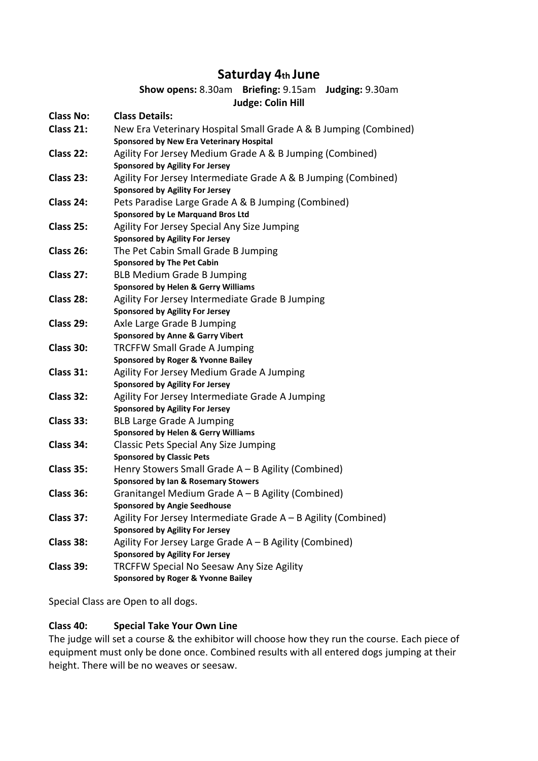## Saturday 4th June

**Show opens:** 8.30am **Briefing:** 9.15am **Judging:** 9.30am

**Judge: Colin Hill**

| Class No: | Class Details: |
|---|---|
| **Class 21:** | New Era Veterinary Hospital Small Grade A & B Jumping (Combined)<br>**Sponsored by New Era Veterinary Hospital** |
| **Class 22:** | Agility For Jersey Medium Grade A & B Jumping (Combined)<br>**Sponsored by Agility For Jersey** |
| **Class 23:** | Agility For Jersey Intermediate Grade A & B Jumping (Combined)<br>**Sponsored by Agility For Jersey** |
| **Class 24:** | Pets Paradise Large Grade A & B Jumping (Combined)<br>**Sponsored by Le Marquand Bros Ltd** |
| **Class 25:** | Agility For Jersey Special Any Size Jumping<br>**Sponsored by Agility For Jersey** |
| **Class 26:** | The Pet Cabin Small Grade B Jumping<br>**Sponsored by The Pet Cabin** |
| **Class 27:** | BLB Medium Grade B Jumping<br>**Sponsored by Helen & Gerry Williams** |
| **Class 28:** | Agility For Jersey Intermediate Grade B Jumping<br>**Sponsored by Agility For Jersey** |
| **Class 29:** | Axle Large Grade B Jumping<br>**Sponsored by Anne & Garry Vibert** |
| **Class 30:** | TRCFFW Small Grade A Jumping<br>**Sponsored by Roger & Yvonne Bailey** |
| **Class 31:** | Agility For Jersey Medium Grade A Jumping<br>**Sponsored by Agility For Jersey** |
| **Class 32:** | Agility For Jersey Intermediate Grade A Jumping<br>**Sponsored by Agility For Jersey** |
| **Class 33:** | BLB Large Grade A Jumping<br>**Sponsored by Helen & Gerry Williams** |
| **Class 34:** | Classic Pets Special Any Size Jumping<br>**Sponsored by Classic Pets** |
| **Class 35:** | Henry Stowers Small Grade A – B Agility (Combined)<br>**Sponsored by Ian & Rosemary Stowers** |
| **Class 36:** | Granitangel Medium Grade A – B Agility (Combined)<br>**Sponsored by Angie Seedhouse** |
| **Class 37:** | Agility For Jersey Intermediate Grade A – B Agility (Combined)<br>**Sponsored by Agility For Jersey** |
| **Class 38:** | Agility For Jersey Large Grade A – B Agility (Combined)<br>**Sponsored by Agility For Jersey** |
| **Class 39:** | TRCFFW Special No Seesaw Any Size Agility<br>**Sponsored by Roger & Yvonne Bailey** |

Special Class are Open to all dogs.

**Class 40: Special Take Your Own Line**

The judge will set a course & the exhibitor will choose how they run the course. Each piece of equipment must only be done once. Combined results with all entered dogs jumping at their height. There will be no weaves or seesaw.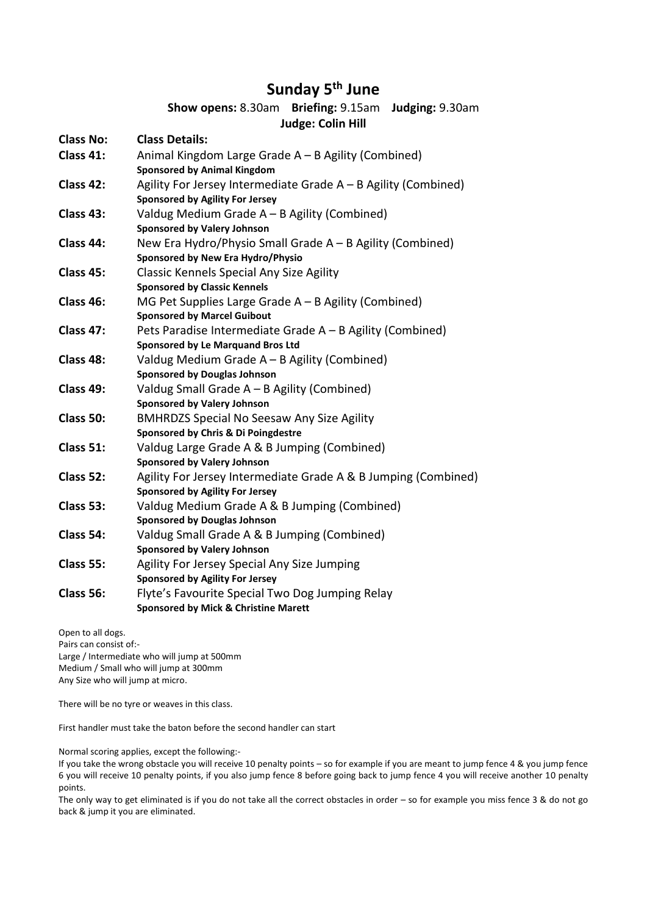# Sunday 5th June

**Show opens:** 8.30am **Briefing:** 9.15am **Judging:** 9.30am

**Judge: Colin Hill**

| Class No: | Class Details: |
|---|---|
| **Class 41:** | Animal Kingdom Large Grade A – B Agility (Combined) <br> **Sponsored by Animal Kingdom** |
| **Class 42:** | Agility For Jersey Intermediate Grade A – B Agility (Combined) <br> **Sponsored by Agility For Jersey** |
| **Class 43:** | Valdug Medium Grade A – B Agility (Combined) <br> **Sponsored by Valery Johnson** |
| **Class 44:** | New Era Hydro/Physio Small Grade A – B Agility (Combined) <br> **Sponsored by New Era Hydro/Physio** |
| **Class 45:** | Classic Kennels Special Any Size Agility <br> **Sponsored by Classic Kennels** |
| **Class 46:** | MG Pet Supplies Large Grade A – B Agility (Combined) <br> **Sponsored by Marcel Guibout** |
| **Class 47:** | Pets Paradise Intermediate Grade A – B Agility (Combined) <br> **Sponsored by Le Marquand Bros Ltd** |
| **Class 48:** | Valdug Medium Grade A – B Agility (Combined) <br> **Sponsored by Douglas Johnson** |
| **Class 49:** | Valdug Small Grade A – B Agility (Combined) <br> **Sponsored by Valery Johnson** |
| **Class 50:** | BMHRDZS Special No Seesaw Any Size Agility <br> **Sponsored by Chris & Di Poingdestre** |
| **Class 51:** | Valdug Large Grade A & B Jumping (Combined) <br> **Sponsored by Valery Johnson** |
| **Class 52:** | Agility For Jersey Intermediate Grade A & B Jumping (Combined) <br> **Sponsored by Agility For Jersey** |
| **Class 53:** | Valdug Medium Grade A & B Jumping (Combined) <br> **Sponsored by Douglas Johnson** |
| **Class 54:** | Valdug Small Grade A & B Jumping (Combined) <br> **Sponsored by Valery Johnson** |
| **Class 55:** | Agility For Jersey Special Any Size Jumping <br> **Sponsored by Agility For Jersey** |
| **Class 56:** | Flyte's Favourite Special Two Dog Jumping Relay <br> **Sponsored by Mick & Christine Marett** |

Open to all dogs.
Pairs can consist of:-
Large / Intermediate who will jump at 500mm
Medium / Small who will jump at 300mm
Any Size who will jump at micro.

There will be no tyre or weaves in this class.

First handler must take the baton before the second handler can start

Normal scoring applies, except the following:-

If you take the wrong obstacle you will receive 10 penalty points – so for example if you are meant to jump fence 4 & you jump fence 6 you will receive 10 penalty points, if you also jump fence 8 before going back to jump fence 4 you will receive another 10 penalty points.

The only way to get eliminated is if you do not take all the correct obstacles in order – so for example you miss fence 3 & do not go back & jump it you are eliminated.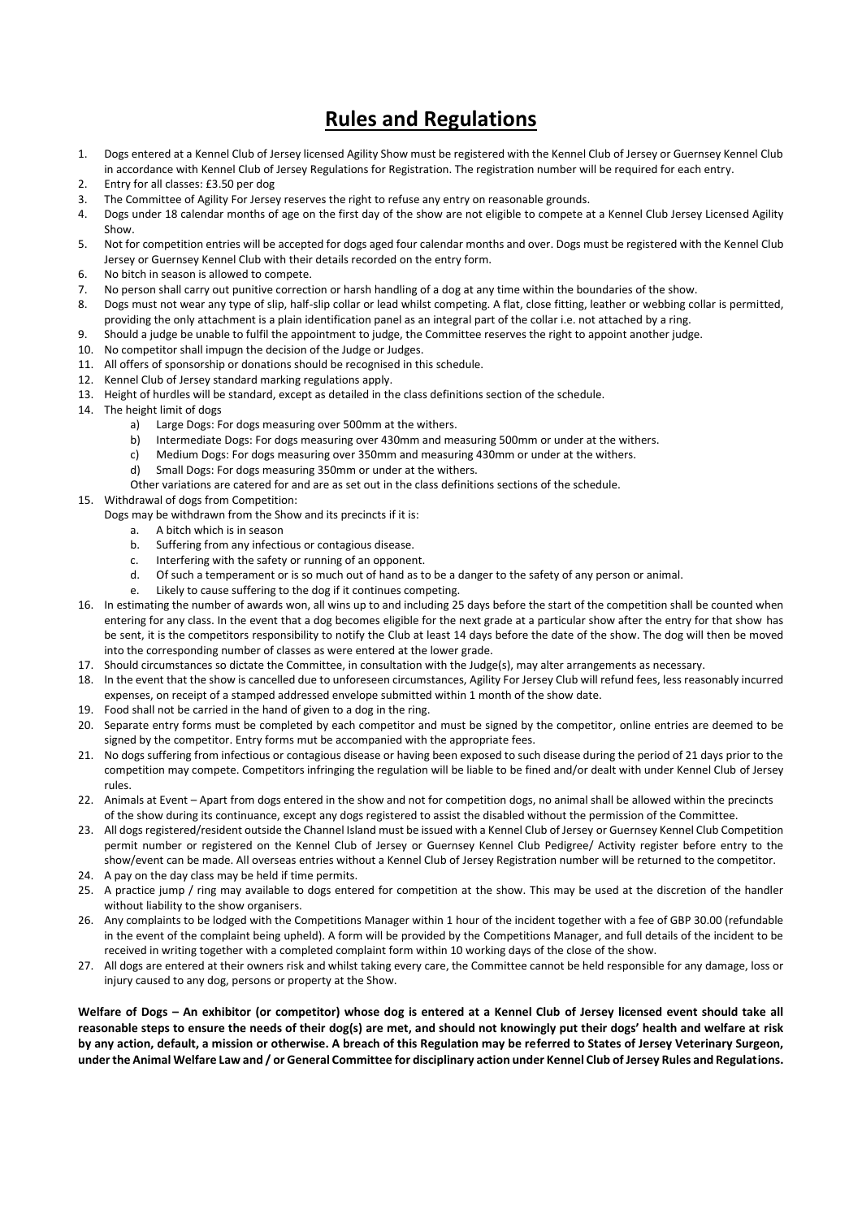# Rules and Regulations

1. Dogs entered at a Kennel Club of Jersey licensed Agility Show must be registered with the Kennel Club of Jersey or Guernsey Kennel Club in accordance with Kennel Club of Jersey Regulations for Registration. The registration number will be required for each entry.
2. Entry for all classes: £3.50 per dog
3. The Committee of Agility For Jersey reserves the right to refuse any entry on reasonable grounds.
4. Dogs under 18 calendar months of age on the first day of the show are not eligible to compete at a Kennel Club Jersey Licensed Agility Show.
5. Not for competition entries will be accepted for dogs aged four calendar months and over. Dogs must be registered with the Kennel Club Jersey or Guernsey Kennel Club with their details recorded on the entry form.
6. No bitch in season is allowed to compete.
7. No person shall carry out punitive correction or harsh handling of a dog at any time within the boundaries of the show.
8. Dogs must not wear any type of slip, half-slip collar or lead whilst competing. A flat, close fitting, leather or webbing collar is permitted, providing the only attachment is a plain identification panel as an integral part of the collar i.e. not attached by a ring.
9. Should a judge be unable to fulfil the appointment to judge, the Committee reserves the right to appoint another judge.
10. No competitor shall impugn the decision of the Judge or Judges.
11. All offers of sponsorship or donations should be recognised in this schedule.
12. Kennel Club of Jersey standard marking regulations apply.
13. Height of hurdles will be standard, except as detailed in the class definitions section of the schedule.
14. The height limit of dogs
    a) Large Dogs: For dogs measuring over 500mm at the withers.
    b) Intermediate Dogs: For dogs measuring over 430mm and measuring 500mm or under at the withers.
    c) Medium Dogs: For dogs measuring over 350mm and measuring 430mm or under at the withers.
    d) Small Dogs: For dogs measuring 350mm or under at the withers.

    Other variations are catered for and are as set out in the class definitions sections of the schedule.
15. Withdrawal of dogs from Competition:

    Dogs may be withdrawn from the Show and its precincts if it is:
    a. A bitch which is in season
    b. Suffering from any infectious or contagious disease.
    c. Interfering with the safety or running of an opponent.
    d. Of such a temperament or is so much out of hand as to be a danger to the safety of any person or animal.
    e. Likely to cause suffering to the dog if it continues competing.
16. In estimating the number of awards won, all wins up to and including 25 days before the start of the competition shall be counted when entering for any class. In the event that a dog becomes eligible for the next grade at a particular show after the entry for that show has be sent, it is the competitors responsibility to notify the Club at least 14 days before the date of the show. The dog will then be moved into the corresponding number of classes as were entered at the lower grade.
17. Should circumstances so dictate the Committee, in consultation with the Judge(s), may alter arrangements as necessary.
18. In the event that the show is cancelled due to unforeseen circumstances, Agility For Jersey Club will refund fees, less reasonably incurred expenses, on receipt of a stamped addressed envelope submitted within 1 month of the show date.
19. Food shall not be carried in the hand of given to a dog in the ring.
20. Separate entry forms must be completed by each competitor and must be signed by the competitor, online entries are deemed to be signed by the competitor. Entry forms mut be accompanied with the appropriate fees.
21. No dogs suffering from infectious or contagious disease or having been exposed to such disease during the period of 21 days prior to the competition may compete. Competitors infringing the regulation will be liable to be fined and/or dealt with under Kennel Club of Jersey rules.
22. Animals at Event – Apart from dogs entered in the show and not for competition dogs, no animal shall be allowed within the precincts of the show during its continuance, except any dogs registered to assist the disabled without the permission of the Committee.
23. All dogs registered/resident outside the Channel Island must be issued with a Kennel Club of Jersey or Guernsey Kennel Club Competition permit number or registered on the Kennel Club of Jersey or Guernsey Kennel Club Pedigree/ Activity register before entry to the show/event can be made. All overseas entries without a Kennel Club of Jersey Registration number will be returned to the competitor.
24. A pay on the day class may be held if time permits.
25. A practice jump / ring may available to dogs entered for competition at the show. This may be used at the discretion of the handler without liability to the show organisers.
26. Any complaints to be lodged with the Competitions Manager within 1 hour of the incident together with a fee of GBP 30.00 (refundable in the event of the complaint being upheld). A form will be provide by the Competitions Manager, and full details of the incident to be received in writing together with a completed complaint form within 10 working days of the close of the show.
27. All dogs are entered at their owners risk and whilst taking every care, the Committee cannot be held responsible for any damage, loss or injury caused to any dog, persons or property at the Show.

**Welfare of Dogs – An exhibitor (or competitor) whose dog is entered at a Kennel Club of Jersey licensed event should take all reasonable steps to ensure the needs of their dog(s) are met, and should not knowingly put their dogs' health and welfare at risk by any action, default, a mission or otherwise. A breach of this Regulation may be referred to States of Jersey Veterinary Surgeon, under the Animal Welfare Law and / or General Committee for disciplinary action under Kennel Club of Jersey Rules and Regulations.**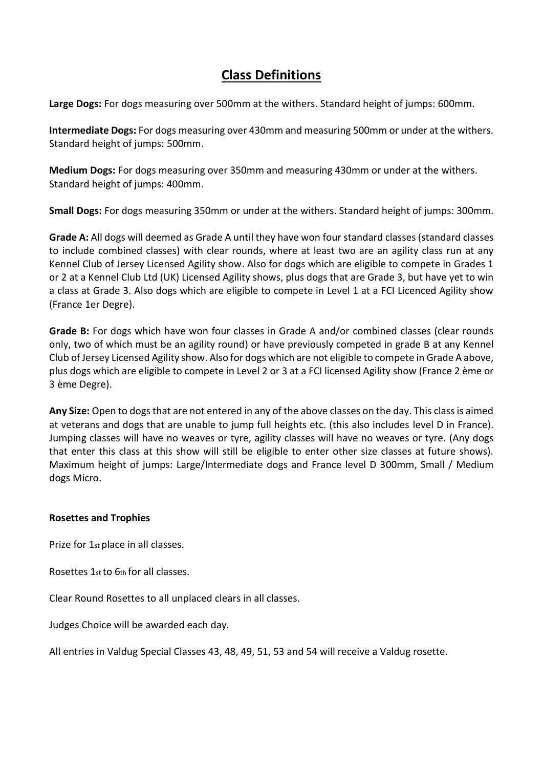## Class Definitions

**Large Dogs:** For dogs measuring over 500mm at the withers. Standard height of jumps: 600mm.

**Intermediate Dogs:** For dogs measuring over 430mm and measuring 500mm or under at the withers. Standard height of jumps: 500mm.

**Medium Dogs:** For dogs measuring over 350mm and measuring 430mm or under at the withers. Standard height of jumps: 400mm.

**Small Dogs:** For dogs measuring 350mm or under at the withers. Standard height of jumps: 300mm.

**Grade A:** All dogs will deemed as Grade A until they have won four standard classes (standard classes to include combined classes) with clear rounds, where at least two are an agility class run at any Kennel Club of Jersey Licensed Agility show. Also for dogs which are eligible to compete in Grades 1 or 2 at a Kennel Club Ltd (UK) Licensed Agility shows, plus dogs that are Grade 3, but have yet to win a class at Grade 3. Also dogs which are eligible to compete in Level 1 at a FCI Licenced Agility show (France 1er Degre).

**Grade B:** For dogs which have won four classes in Grade A and/or combined classes (clear rounds only, two of which must be an agility round) or have previously competed in grade B at any Kennel Club of Jersey Licensed Agility show. Also for dogs which are not eligible to compete in Grade A above, plus dogs which are eligible to compete in Level 2 or 3 at a FCI licensed Agility show (France 2 ème or 3 ème Degre).

**Any Size:** Open to dogs that are not entered in any of the above classes on the day. This class is aimed at veterans and dogs that are unable to jump full heights etc. (this also includes level D in France). Jumping classes will have no weaves or tyre, agility classes will have no weaves or tyre. (Any dogs that enter this class at this show will still be eligible to enter other size classes at future shows). Maximum height of jumps: Large/Intermediate dogs and France level D 300mm, Small / Medium dogs Micro.

**Rosettes and Trophies**

Prize for 1st place in all classes.

Rosettes 1st to 6th for all classes.

Clear Round Rosettes to all unplaced clears in all classes.

Judges Choice will be awarded each day.

All entries in Valdug Special Classes 43, 48, 49, 51, 53 and 54 will receive a Valdug rosette.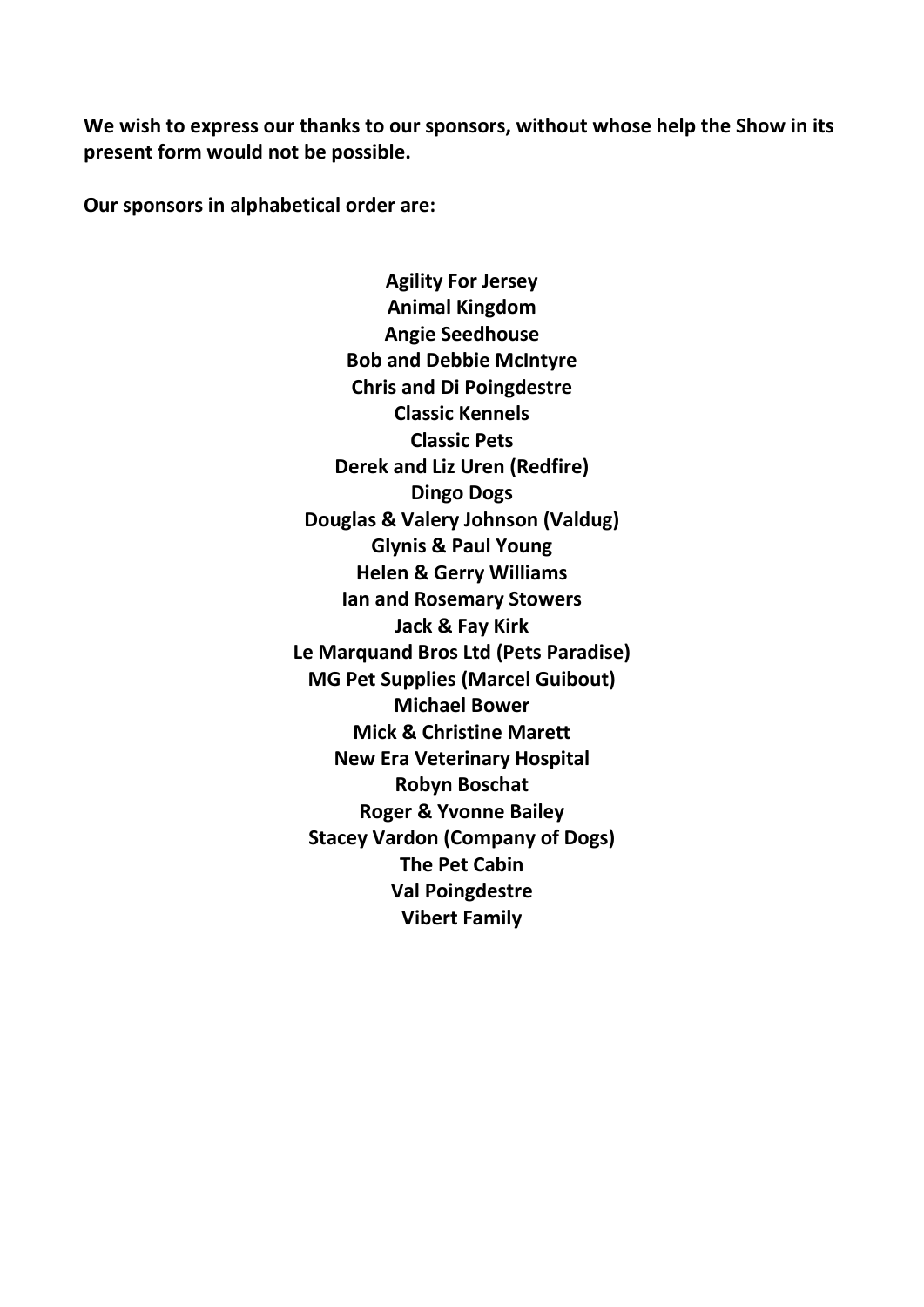**We wish to express our thanks to our sponsors, without whose help the Show in its present form would not be possible.**

**Our sponsors in alphabetical order are:**

**Agility For Jersey**
**Animal Kingdom**
**Angie Seedhouse**
**Bob and Debbie McIntyre**
**Chris and Di Poingdestre**
**Classic Kennels**
**Classic Pets**
**Derek and Liz Uren (Redfire)**
**Dingo Dogs**
**Douglas & Valery Johnson (Valdug)**
**Glynis & Paul Young**
**Helen & Gerry Williams**
**Ian and Rosemary Stowers**
**Jack & Fay Kirk**
**Le Marquand Bros Ltd (Pets Paradise)**
**MG Pet Supplies (Marcel Guibout)**
**Michael Bower**
**Mick & Christine Marett**
**New Era Veterinary Hospital**
**Robyn Boschat**
**Roger & Yvonne Bailey**
**Stacey Vardon (Company of Dogs)**
**The Pet Cabin**
**Val Poingdestre**
**Vibert Family**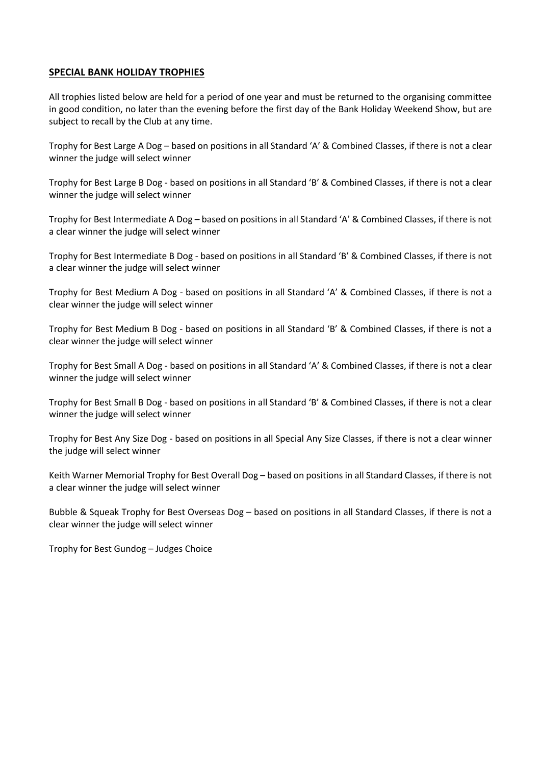**SPECIAL BANK HOLIDAY TROPHIES**

All trophies listed below are held for a period of one year and must be returned to the organising committee in good condition, no later than the evening before the first day of the Bank Holiday Weekend Show, but are subject to recall by the Club at any time.

Trophy for Best Large A Dog – based on positions in all Standard 'A' & Combined Classes, if there is not a clear winner the judge will select winner

Trophy for Best Large B Dog - based on positions in all Standard 'B' & Combined Classes, if there is not a clear winner the judge will select winner

Trophy for Best Intermediate A Dog – based on positions in all Standard 'A' & Combined Classes, if there is not a clear winner the judge will select winner

Trophy for Best Intermediate B Dog - based on positions in all Standard 'B' & Combined Classes, if there is not a clear winner the judge will select winner

Trophy for Best Medium A Dog - based on positions in all Standard 'A' & Combined Classes, if there is not a clear winner the judge will select winner

Trophy for Best Medium B Dog - based on positions in all Standard 'B' & Combined Classes, if there is not a clear winner the judge will select winner

Trophy for Best Small A Dog - based on positions in all Standard 'A' & Combined Classes, if there is not a clear winner the judge will select winner

Trophy for Best Small B Dog - based on positions in all Standard 'B' & Combined Classes, if there is not a clear winner the judge will select winner

Trophy for Best Any Size Dog - based on positions in all Special Any Size Classes, if there is not a clear winner the judge will select winner

Keith Warner Memorial Trophy for Best Overall Dog – based on positions in all Standard Classes, if there is not a clear winner the judge will select winner

Bubble & Squeak Trophy for Best Overseas Dog – based on positions in all Standard Classes, if there is not a clear winner the judge will select winner

Trophy for Best Gundog – Judges Choice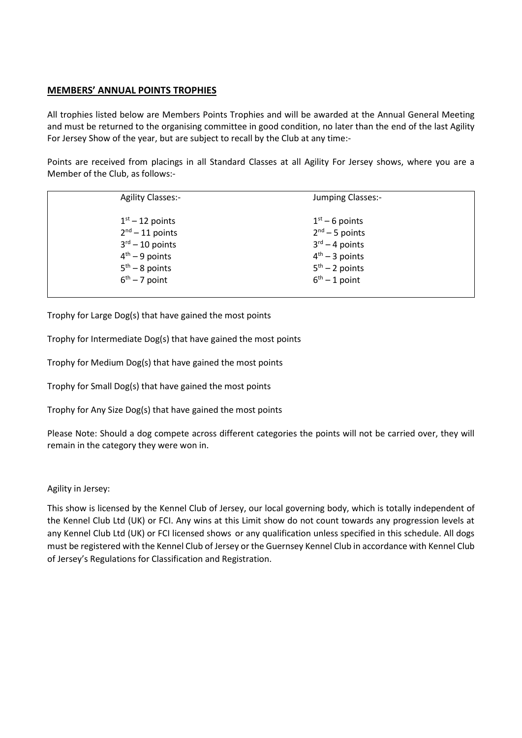## MEMBERS' ANNUAL POINTS TROPHIES

All trophies listed below are Members Points Trophies and will be awarded at the Annual General Meeting and must be returned to the organising committee in good condition, no later than the end of the last Agility For Jersey Show of the year, but are subject to recall by the Club at any time:-

Points are received from placings in all Standard Classes at all Agility For Jersey shows, where you are a Member of the Club, as follows:-

| Agility Classes:- | Jumping Classes:- |
|---|---|
| 1st – 12 points | 1st – 6 points |
| 2nd – 11 points | 2nd – 5 points |
| 3rd – 10 points | 3rd – 4 points |
| 4th – 9 points | 4th – 3 points |
| 5th – 8 points | 5th – 2 points |
| 6th – 7 point | 6th – 1 point |

Trophy for Large Dog(s) that have gained the most points

Trophy for Intermediate Dog(s) that have gained the most points

Trophy for Medium Dog(s) that have gained the most points

Trophy for Small Dog(s) that have gained the most points

Trophy for Any Size Dog(s) that have gained the most points

Please Note: Should a dog compete across different categories the points will not be carried over, they will remain in the category they were won in.

Agility in Jersey:

This show is licensed by the Kennel Club of Jersey, our local governing body, which is totally independent of the Kennel Club Ltd (UK) or FCI. Any wins at this Limit show do not count towards any progression levels at any Kennel Club Ltd (UK) or FCI licensed shows or any qualification unless specified in this schedule. All dogs must be registered with the Kennel Club of Jersey or the Guernsey Kennel Club in accordance with Kennel Club of Jersey's Regulations for Classification and Registration.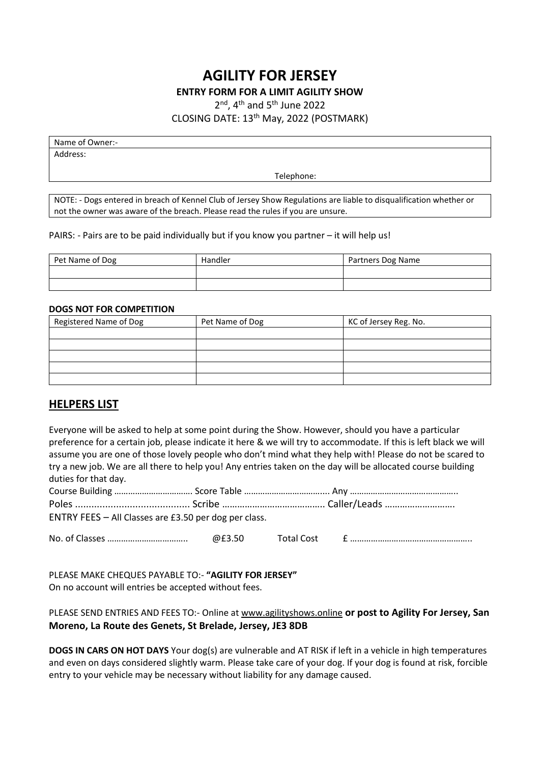# AGILITY FOR JERSEY

**ENTRY FORM FOR A LIMIT AGILITY SHOW**

2nd, 4th and 5th June 2022

CLOSING DATE: 13th May, 2022 (POSTMARK)

| Name of Owner:- |
|---|
| Address: |
| Telephone: |

NOTE: - Dogs entered in breach of Kennel Club of Jersey Show Regulations are liable to disqualification whether or not the owner was aware of the breach. Please read the rules if you are unsure.

PAIRS: - Pairs are to be paid individually but if you know you partner – it will help us!

| Pet Name of Dog | Handler | Partners Dog Name |
|---|---|---|
| | | |
| | | |

**DOGS NOT FOR COMPETITION**

| Registered Name of Dog | Pet Name of Dog | KC of Jersey Reg. No. |
|---|---|---|
| | | |
| | | |
| | | |
| | | |
| | | |

## HELPERS LIST

Everyone will be asked to help at some point during the Show. However, should you have a particular preference for a certain job, please indicate it here & we will try to accommodate. If this is left black we will assume you are one of those lovely people who don't mind what they help with! Please do not be scared to try a new job. We are all there to help you! Any entries taken on the day will be allocated course building duties for that day.

Course Building …………………………… Score Table …………………………….. Any ……………………………………….

Poles .......................................... Scribe ………………………………….. Caller/Leads ……………………….

ENTRY FEES – All Classes are £3.50 per dog per class.

No. of Classes …………………………….. @£3.50 Total Cost £ ……………………………………………..

PLEASE MAKE CHEQUES PAYABLE TO:- **"AGILITY FOR JERSEY"**

On no account will entries be accepted without fees.

PLEASE SEND ENTRIES AND FEES TO:- Online at www.agilityshows.online **or post to Agility For Jersey, San Moreno, La Route des Genets, St Brelade, Jersey, JE3 8DB**

**DOGS IN CARS ON HOT DAYS** Your dog(s) are vulnerable and AT RISK if left in a vehicle in high temperatures and even on days considered slightly warm. Please take care of your dog. If your dog is found at risk, forcible entry to your vehicle may be necessary without liability for any damage caused.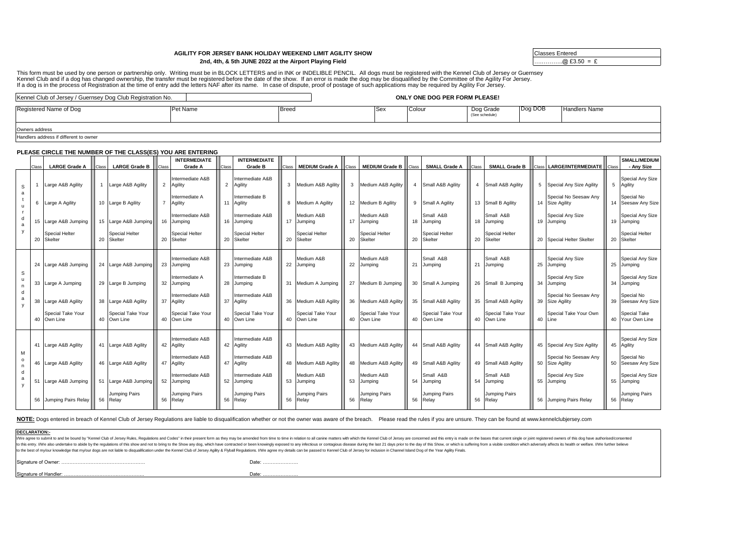## AGILITY FOR JERSEY BANK HOLIDAY WEEKEND LIMIT AGILITY SHOW

**2nd, 4th, & 5th JUNE 2022 at the Airport Playing Field**

| Classes Entered |
|---|
| …………..@ £3.50 = £ |

This form must be used by one person or partnership only. Writing must be in BLOCK LETTERS and in INK or INDELIBLE PENCIL. All dogs must be registered with the Kennel Club of Jersey or Guernsey Kennel Club and if a dog has changed ownership, the transfer must be registered before the date of the show. If an error is made the dog may be disqualified by the Committee of the Agility For Jersey. If a dog is in the process of Registration at the time of entry and add the letters NAF after its name. In case of dispute, proof of postage of such applications may be required by Agility For Jersey.

Kennel Club of Jersey / Guernsey Dog Club Registration No.

**ONLY ONE DOG PER FORM PLEASE!**

| Registered Name of Dog | Pet Name | Breed | Sex | Colour | Dog Grade (See schedule) | Dog DOB | Handlers Name |
|---|---|---|---|---|---|---|---|
| | | | | | | | |

Owners address

Handlers address if different to owner

**PLEASE CIRCLE THE NUMBER OF THE CLASS(ES) YOU ARE ENTERING**

| | Class | LARGE Grade A | Class | LARGE Grade B | Class | INTERMEDIATE Grade A | Class | INTERMEDIATE Grade B | Class | MEDIUM Grade A | Class | MEDIUM Grade B | Class | SMALL Grade A | Class | SMALL Grade B | Class | LARGE/INTERMEDIATE | Class | SMALL/MEDIUM - Any Size |
|---|---|---|---|---|---|---|---|---|---|---|---|---|---|---|---|---|---|---|---|---|
| Saturday | 1 | Large A&B Agility | 1 | Large A&B Agility | 2 | Intermediate A&B Agility | 2 | Intermediate A&B Agility | 3 | Medium A&B Agility | 3 | Medium A&B Agility | 4 | Small A&B Agility | 4 | Small A&B Agility | 5 | Special Any Size Agility | 5 | Special Any Size Agility |
| | 6 | Large A Agility | 10 | Large B Agility | 7 | Intermediate A Agility | 11 | Intermediate B Agility | 8 | Medium A Agility | 12 | Medium B Agility | 9 | Small A Agility | 13 | Small B Agility | 14 | Special No Seesaw Any Size Agility | 14 | Special No Seesaw Any Size |
| | 15 | Large A&B Jumping | 15 | Large A&B Jumping | 16 | Intermediate A&B Jumping | 16 | Intermediate A&B Jumping | 17 | Medium A&B Jumping | 17 | Medium A&B Jumping | 18 | Small A&B Jumping | 18 | Small A&B Jumping | 19 | Special Any Size Jumping | 19 | Special Any Size Jumping |
| | 20 | Special Helter Skelter | 20 | Special Helter Skelter | 20 | Special Helter Skelter | 20 | Special Helter Skelter | 20 | Special Helter Skelter | 20 | Special Helter Skelter | 20 | Special Helter Skelter | 20 | Special Helter Skelter | 20 | Special Helter Skelter | 20 | Special Helter Skelter |
| Sunday | 24 | Large A&B Jumping | 24 | Large A&B Jumping | 23 | Intermediate A&B Jumping | 23 | Intermediate A&B Jumping | 22 | Medium A&B Jumping | 22 | Medium A&B Jumping | 21 | Small A&B Jumping | 21 | Small A&B Jumping | 25 | Special Any Size Jumping | 25 | Special Any Size Jumping |
| | 33 | Large A Jumping | 29 | Large B Jumping | 32 | Intermediate A Jumping | 28 | Intermediate B Jumping | 31 | Medium A Jumping | 27 | Medium B Jumping | 30 | Small A Jumping | 26 | Small B Jumping | 34 | Special Any Size Jumping | 34 | Special Any Size Jumping |
| | 38 | Large A&B Agility | 38 | Large A&B Agility | 37 | Intermediate A&B Agility | 37 | Intermediate A&B Agility | 36 | Medium A&B Agility | 36 | Medium A&B Agility | 35 | Small A&B Agility | 35 | Small A&B Agility | 39 | Special No Seesaw Any Size Agility | 39 | Special No Seesaw Any Size |
| | 40 | Special Take Your Own Line | 40 | Special Take Your Own Line | 40 | Special Take Your Own Line | 40 | Special Take Your Own Line | 40 | Special Take Your Own Line | 40 | Special Take Your Own Line | 40 | Special Take Your Own Line | 40 | Special Take Your Own Line | 40 | Special Take Your Own Line | 40 | Special Take Your Own Line |
| Monday | 41 | Large A&B Agility | 41 | Large A&B Agility | 42 | Intermediate A&B Agility | 42 | Intermediate A&B Agility | 43 | Medium A&B Agility | 43 | Medium A&B Agility | 44 | Small A&B Agility | 44 | Small A&B Agility | 45 | Special Any Size Agility | 45 | Special Any Size Agility |
| | 46 | Large A&B Agility | 46 | Large A&B Agility | 47 | Intermediate A&B Agility | 47 | Intermediate A&B Agility | 48 | Medium A&B Agility | 48 | Medium A&B Agility | 49 | Small A&B Agility | 49 | Small A&B Agility | 50 | Special No Seesaw Any Size Agility | 50 | Special No Seesaw Any Size |
| | 51 | Large A&B Jumping | 51 | Large A&B Jumping | 52 | Intermediate A&B Jumping | 52 | Intermediate A&B Jumping | 53 | Medium A&B Jumping | 53 | Medium A&B Jumping | 54 | Small A&B Jumping | 54 | Small A&B Jumping | 55 | Special Any Size Jumping | 55 | Special Any Size Jumping |
| | 56 | Jumping Pairs Relay | 56 | Jumping Pairs Relay | 56 | Jumping Pairs Relay | 56 | Jumping Pairs Relay | 56 | Jumping Pairs Relay | 56 | Jumping Pairs Relay | 56 | Jumping Pairs Relay | 56 | Jumping Pairs Relay | 56 | Jumping Pairs Relay | 56 | Jumping Pairs Relay |

**NOTE:** Dogs entered in breach of Kennel Club of Jersey Regulations are liable to disqualification whether or not the owner was aware of the breach. Please read the rules if you are unsure. They can be found at www.kennelclubjersey.com

**DECLARATION:-**

I/We agree to submit to and be bound by "Kennel Club of Jersey Rules, Regulations and Codes" in their present form as they may be amended from time to time in relation to all canine matters with which the Kennel Club of Jersey are concerned and this entry is made on the bases that current single or joint registered owners of this dog have authorised/consented to this entry. I/We also undertake to abide by the regulations of this show and not to bring to the Show any dog, which have contracted or been knowingly exposed to any infectious or contagious disease during the last 21 days prior to the day of this Show, or which is suffering from a visible condition which adversely affects its health or welfare. I/We further believe to the best of my/our knowledge that my/our dogs are not liable to disqualification under the Kennel Club of Jersey Agility & Flyball Regulations. I/We agree my details can be passed to Kennel Club of Jersey for inclusion in Channel Island Dog of the Year Agility Finals.

Signature of Owner: …………………………………………… Date: ………………….

Signature of Handler: …………………………………………… Date: ………………….